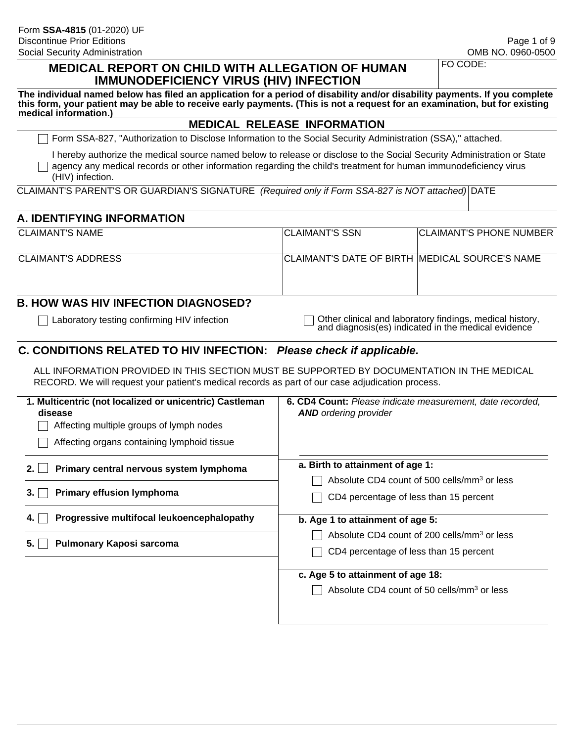Form **SSA-4815** (01-2020) UF
Discontinue Prior Editions
Social Security Administration

OMB NO. 0960-0500

# MEDICAL REPORT ON CHILD WITH ALLEGATION OF HUMAN IMMUNODEFICIENCY VIRUS (HIV) INFECTION

FO CODE:

**The individual named below has filed an application for a period of disability and/or disability payments. If you complete this form, your patient may be able to receive early payments. (This is not a request for an examination, but for existing medical information.)**

## MEDICAL RELEASE INFORMATION

☐ Form SSA-827, "Authorization to Disclose Information to the Social Security Administration (SSA)," attached.

☐ I hereby authorize the medical source named below to release or disclose to the Social Security Administration or State agency any medical records or other information regarding the child's treatment for human immunodeficiency virus (HIV) infection.

| CLAIMANT'S PARENT'S OR GUARDIAN'S SIGNATURE *(Required only if Form SSA-827 is NOT attached)* | DATE |
|---|---|
| | |

## A. IDENTIFYING INFORMATION

| CLAIMANT'S NAME | CLAIMANT'S SSN | CLAIMANT'S PHONE NUMBER |
|---|---|---|
| | | |
| **CLAIMANT'S ADDRESS** | **CLAIMANT'S DATE OF BIRTH** | **MEDICAL SOURCE'S NAME** |
| | | |

## B. HOW WAS HIV INFECTION DIAGNOSED?

☐ Laboratory testing confirming HIV infection

☐ Other clinical and laboratory findings, medical history, and diagnosis(es) indicated in the medical evidence

## C. CONDITIONS RELATED TO HIV INFECTION: *Please check if applicable.*

ALL INFORMATION PROVIDED IN THIS SECTION MUST BE SUPPORTED BY DOCUMENTATION IN THE MEDICAL RECORD. We will request your patient's medical records as part of our case adjudication process.

**1. Multicentric (not localized or unicentric) Castleman disease**

☐ Affecting multiple groups of lymph nodes

☐ Affecting organs containing lymphoid tissue

**2.** ☐ **Primary central nervous system lymphoma**

**3.** ☐ **Primary effusion lymphoma**

**4.** ☐ **Progressive multifocal leukoencephalopathy**

**5.** ☐ **Pulmonary Kaposi sarcoma**

**6. CD4 Count:** *Please indicate measurement, date recorded,* ***AND*** *ordering provider*

**a. Birth to attainment of age 1:**

☐ Absolute CD4 count of 500 cells/$mm^3$ or less

☐ CD4 percentage of less than 15 percent

**b. Age 1 to attainment of age 5:**

☐ Absolute CD4 count of 200 cells/$mm^3$ or less

☐ CD4 percentage of less than 15 percent

**c. Age 5 to attainment of age 18:**

☐ Absolute CD4 count of 50 cells/$mm^3$ or less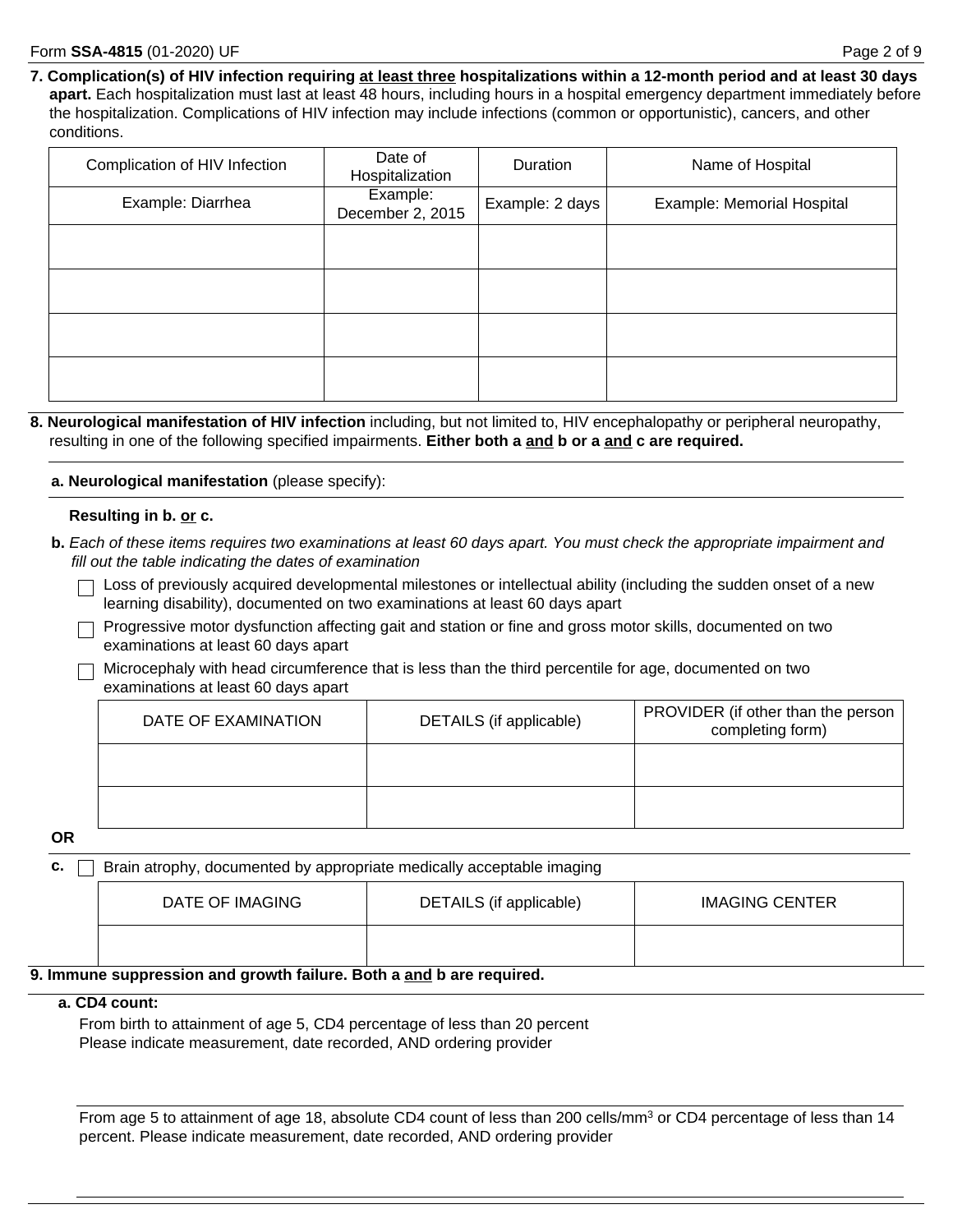**7. Complication(s) of HIV infection requiring <u>at least three</u> hospitalizations within a 12-month period and at least 30 days apart.** Each hospitalization must last at least 48 hours, including hours in a hospital emergency department immediately before the hospitalization. Complications of HIV infection may include infections (common or opportunistic), cancers, and other conditions.

| Complication of HIV Infection | Date of Hospitalization | Duration | Name of Hospital |
|---|---|---|---|
| Example: Diarrhea | Example: December 2, 2015 | Example: 2 days | Example: Memorial Hospital |
| | | | |
| | | | |
| | | | |
| | | | |

**8. Neurological manifestation of HIV infection** including, but not limited to, HIV encephalopathy or peripheral neuropathy, resulting in one of the following specified impairments. **Either both a <u>and</u> b or a <u>and</u> c are required.**

**a. Neurological manifestation** (please specify):

**Resulting in b. <u>or</u> c.**

**b.** *Each of these items requires two examinations at least 60 days apart. You must check the appropriate impairment and fill out the table indicating the dates of examination*

- ☐ Loss of previously acquired developmental milestones or intellectual ability (including the sudden onset of a new learning disability), documented on two examinations at least 60 days apart
- ☐ Progressive motor dysfunction affecting gait and station or fine and gross motor skills, documented on two examinations at least 60 days apart
- ☐ Microcephaly with head circumference that is less than the third percentile for age, documented on two examinations at least 60 days apart

| DATE OF EXAMINATION | DETAILS (if applicable) | PROVIDER (if other than the person completing form) |
|---|---|---|
| | | |
| | | |

**OR**

**c.** ☐ Brain atrophy, documented by appropriate medically acceptable imaging

| DATE OF IMAGING | DETAILS (if applicable) | IMAGING CENTER |
|---|---|---|
| | | |

**9. Immune suppression and growth failure. Both a <u>and</u> b are required.**

**a. CD4 count:**

From birth to attainment of age 5, CD4 percentage of less than 20 percent
Please indicate measurement, date recorded, AND ordering provider

From age 5 to attainment of age 18, absolute CD4 count of less than 200 cells/$mm^3$ or CD4 percentage of less than 14 percent. Please indicate measurement, date recorded, AND ordering provider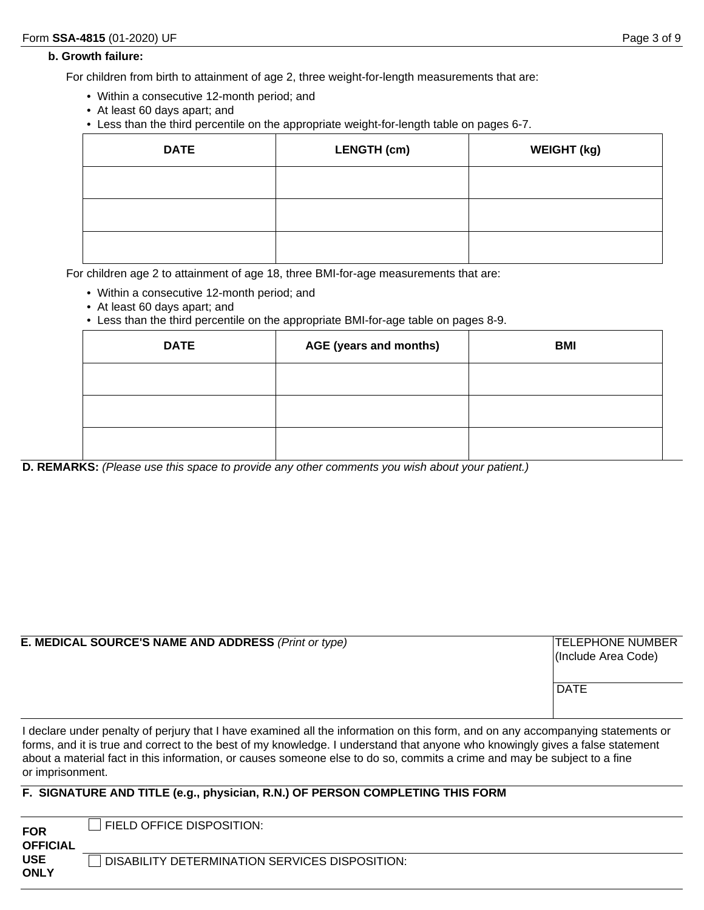**b. Growth failure:**

For children from birth to attainment of age 2, three weight-for-length measurements that are:

- Within a consecutive 12-month period; and
- At least 60 days apart; and
- Less than the third percentile on the appropriate weight-for-length table on pages 6-7.

| DATE | LENGTH (cm) | WEIGHT (kg) |
|---|---|---|
| | | |
| | | |
| | | |

For children age 2 to attainment of age 18, three BMI-for-age measurements that are:

- Within a consecutive 12-month period; and
- At least 60 days apart; and
- Less than the third percentile on the appropriate BMI-for-age table on pages 8-9.

| DATE | AGE (years and months) | BMI |
|---|---|---|
| | | |
| | | |
| | | |

**D. REMARKS:** *(Please use this space to provide any other comments you wish about your patient.)*

| **E. MEDICAL SOURCE'S NAME AND ADDRESS** *(Print or type)* | TELEPHONE NUMBER (Include Area Code) |
|---|---|
| | DATE |

I declare under penalty of perjury that I have examined all the information on this form, and on any accompanying statements or forms, and it is true and correct to the best of my knowledge. I understand that anyone who knowingly gives a false statement about a material fact in this information, or causes someone else to do so, commits a crime and may be subject to a fine or imprisonment.

**F. SIGNATURE AND TITLE (e.g., physician, R.N.) OF PERSON COMPLETING THIS FORM**

| **FOR OFFICIAL USE ONLY** | ☐ FIELD OFFICE DISPOSITION: |
|---|---|
| | ☐ DISABILITY DETERMINATION SERVICES DISPOSITION: |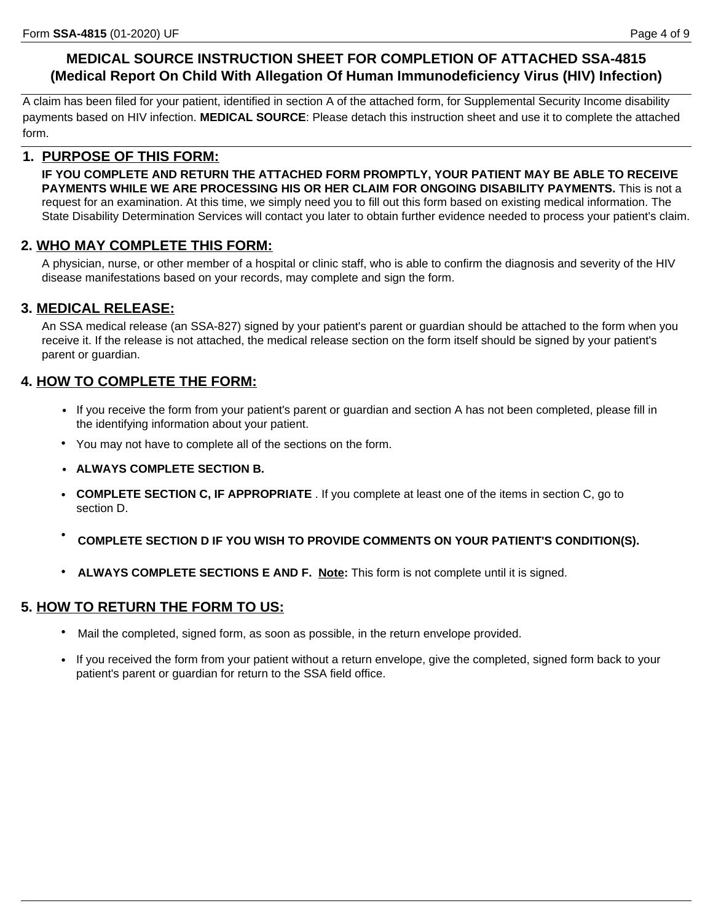# MEDICAL SOURCE INSTRUCTION SHEET FOR COMPLETION OF ATTACHED SSA-4815 (Medical Report On Child With Allegation Of Human Immunodeficiency Virus (HIV) Infection)

A claim has been filed for your patient, identified in section A of the attached form, for Supplemental Security Income disability payments based on HIV infection. **MEDICAL SOURCE**: Please detach this instruction sheet and use it to complete the attached form.

## 1. PURPOSE OF THIS FORM:

**IF YOU COMPLETE AND RETURN THE ATTACHED FORM PROMPTLY, YOUR PATIENT MAY BE ABLE TO RECEIVE PAYMENTS WHILE WE ARE PROCESSING HIS OR HER CLAIM FOR ONGOING DISABILITY PAYMENTS.** This is not a request for an examination. At this time, we simply need you to fill out this form based on existing medical information. The State Disability Determination Services will contact you later to obtain further evidence needed to process your patient's claim.

## 2. WHO MAY COMPLETE THIS FORM:

A physician, nurse, or other member of a hospital or clinic staff, who is able to confirm the diagnosis and severity of the HIV disease manifestations based on your records, may complete and sign the form.

## 3. MEDICAL RELEASE:

An SSA medical release (an SSA-827) signed by your patient's parent or guardian should be attached to the form when you receive it. If the release is not attached, the medical release section on the form itself should be signed by your patient's parent or guardian.

## 4. HOW TO COMPLETE THE FORM:

- If you receive the form from your patient's parent or guardian and section A has not been completed, please fill in the identifying information about your patient.
- You may not have to complete all of the sections on the form.
- **ALWAYS COMPLETE SECTION B.**
- **COMPLETE SECTION C, IF APPROPRIATE** . If you complete at least one of the items in section C, go to section D.
- **COMPLETE SECTION D IF YOU WISH TO PROVIDE COMMENTS ON YOUR PATIENT'S CONDITION(S).**
- **ALWAYS COMPLETE SECTIONS E AND F.** **Note:** This form is not complete until it is signed.

## 5. HOW TO RETURN THE FORM TO US:

- Mail the completed, signed form, as soon as possible, in the return envelope provided.
- If you received the form from your patient without a return envelope, give the completed, signed form back to your patient's parent or guardian for return to the SSA field office.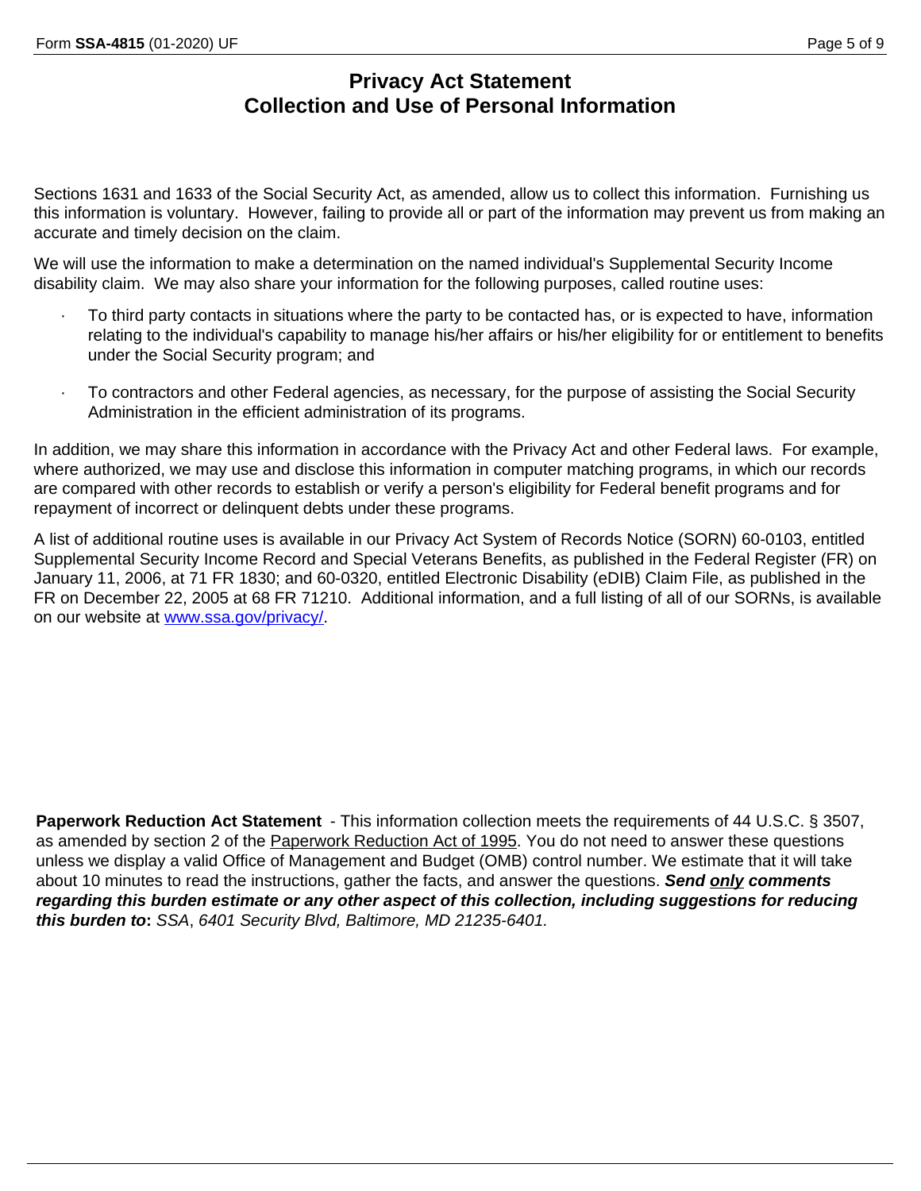# Privacy Act Statement
# Collection and Use of Personal Information

Sections 1631 and 1633 of the Social Security Act, as amended, allow us to collect this information. Furnishing us this information is voluntary. However, failing to provide all or part of the information may prevent us from making an accurate and timely decision on the claim.

We will use the information to make a determination on the named individual's Supplemental Security Income disability claim. We may also share your information for the following purposes, called routine uses:

- To third party contacts in situations where the party to be contacted has, or is expected to have, information relating to the individual's capability to manage his/her affairs or his/her eligibility for or entitlement to benefits under the Social Security program; and

- To contractors and other Federal agencies, as necessary, for the purpose of assisting the Social Security Administration in the efficient administration of its programs.

In addition, we may share this information in accordance with the Privacy Act and other Federal laws. For example, where authorized, we may use and disclose this information in computer matching programs, in which our records are compared with other records to establish or verify a person's eligibility for Federal benefit programs and for repayment of incorrect or delinquent debts under these programs.

A list of additional routine uses is available in our Privacy Act System of Records Notice (SORN) 60-0103, entitled Supplemental Security Income Record and Special Veterans Benefits, as published in the Federal Register (FR) on January 11, 2006, at 71 FR 1830; and 60-0320, entitled Electronic Disability (eDIB) Claim File, as published in the FR on December 22, 2005 at 68 FR 71210. Additional information, and a full listing of all of our SORNs, is available on our website at www.ssa.gov/privacy/.

**Paperwork Reduction Act Statement** - This information collection meets the requirements of 44 U.S.C. § 3507, as amended by section 2 of the Paperwork Reduction Act of 1995. You do not need to answer these questions unless we display a valid Office of Management and Budget (OMB) control number. We estimate that it will take about 10 minutes to read the instructions, gather the facts, and answer the questions. ***Send only comments regarding this burden estimate or any other aspect of this collection, including suggestions for reducing this burden to:*** *SSA, 6401 Security Blvd, Baltimore, MD 21235-6401.*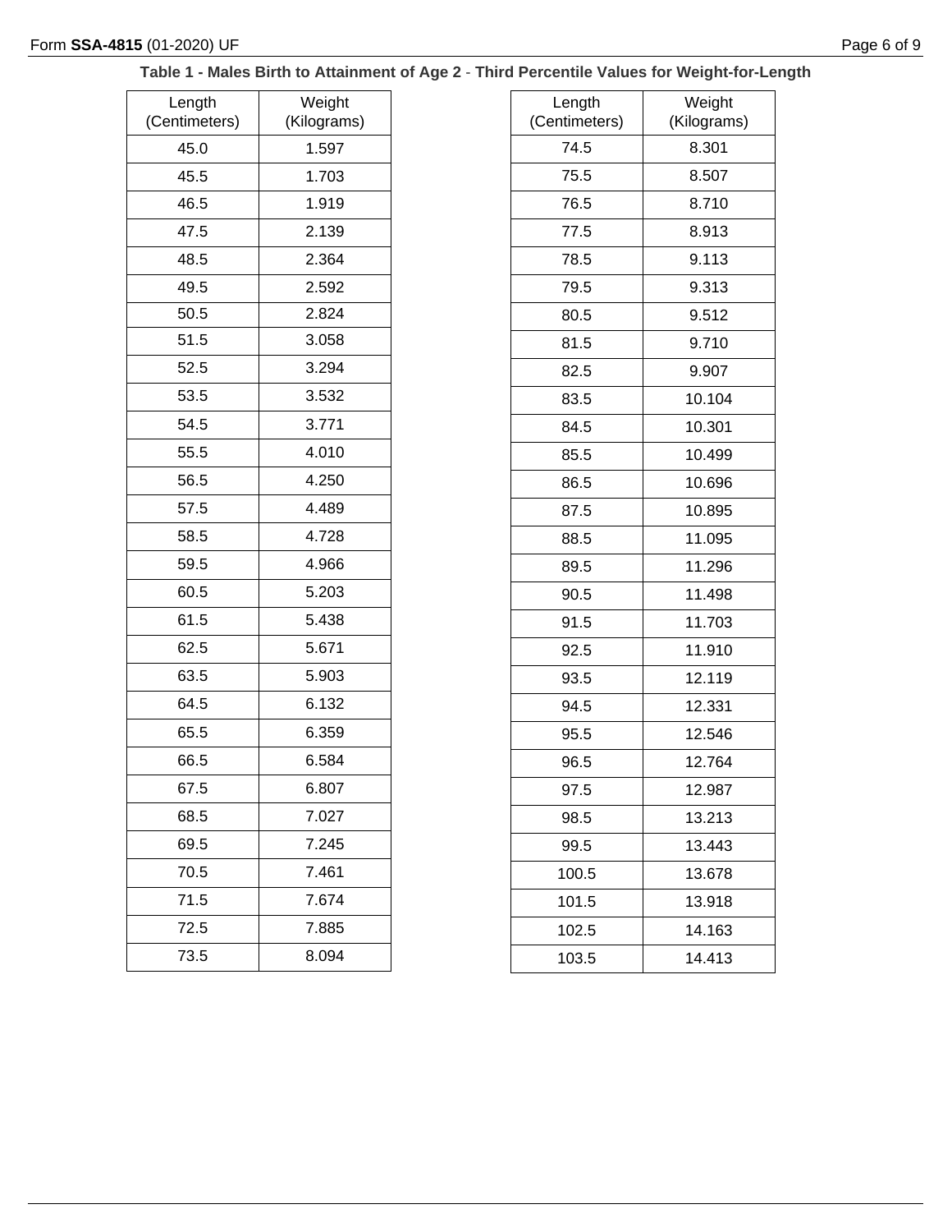**Table 1 - Males Birth to Attainment of Age 2 - Third Percentile Values for Weight-for-Length**

| Length (Centimeters) | Weight (Kilograms) |
|---|---|
| 45.0 | 1.597 |
| 45.5 | 1.703 |
| 46.5 | 1.919 |
| 47.5 | 2.139 |
| 48.5 | 2.364 |
| 49.5 | 2.592 |
| 50.5 | 2.824 |
| 51.5 | 3.058 |
| 52.5 | 3.294 |
| 53.5 | 3.532 |
| 54.5 | 3.771 |
| 55.5 | 4.010 |
| 56.5 | 4.250 |
| 57.5 | 4.489 |
| 58.5 | 4.728 |
| 59.5 | 4.966 |
| 60.5 | 5.203 |
| 61.5 | 5.438 |
| 62.5 | 5.671 |
| 63.5 | 5.903 |
| 64.5 | 6.132 |
| 65.5 | 6.359 |
| 66.5 | 6.584 |
| 67.5 | 6.807 |
| 68.5 | 7.027 |
| 69.5 | 7.245 |
| 70.5 | 7.461 |
| 71.5 | 7.674 |
| 72.5 | 7.885 |
| 73.5 | 8.094 |
| 74.5 | 8.301 |
| 75.5 | 8.507 |
| 76.5 | 8.710 |
| 77.5 | 8.913 |
| 78.5 | 9.113 |
| 79.5 | 9.313 |
| 80.5 | 9.512 |
| 81.5 | 9.710 |
| 82.5 | 9.907 |
| 83.5 | 10.104 |
| 84.5 | 10.301 |
| 85.5 | 10.499 |
| 86.5 | 10.696 |
| 87.5 | 10.895 |
| 88.5 | 11.095 |
| 89.5 | 11.296 |
| 90.5 | 11.498 |
| 91.5 | 11.703 |
| 92.5 | 11.910 |
| 93.5 | 12.119 |
| 94.5 | 12.331 |
| 95.5 | 12.546 |
| 96.5 | 12.764 |
| 97.5 | 12.987 |
| 98.5 | 13.213 |
| 99.5 | 13.443 |
| 100.5 | 13.678 |
| 101.5 | 13.918 |
| 102.5 | 14.163 |
| 103.5 | 14.413 |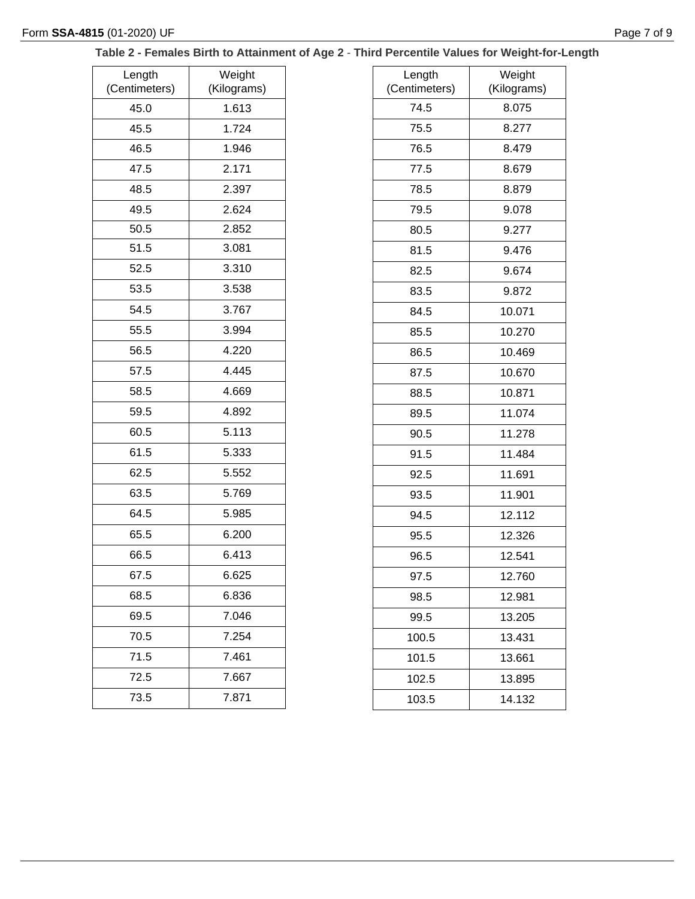**Table 2 - Females Birth to Attainment of Age 2 - Third Percentile Values for Weight-for-Length**

| Length (Centimeters) | Weight (Kilograms) |
|---|---|
| 45.0 | 1.613 |
| 45.5 | 1.724 |
| 46.5 | 1.946 |
| 47.5 | 2.171 |
| 48.5 | 2.397 |
| 49.5 | 2.624 |
| 50.5 | 2.852 |
| 51.5 | 3.081 |
| 52.5 | 3.310 |
| 53.5 | 3.538 |
| 54.5 | 3.767 |
| 55.5 | 3.994 |
| 56.5 | 4.220 |
| 57.5 | 4.445 |
| 58.5 | 4.669 |
| 59.5 | 4.892 |
| 60.5 | 5.113 |
| 61.5 | 5.333 |
| 62.5 | 5.552 |
| 63.5 | 5.769 |
| 64.5 | 5.985 |
| 65.5 | 6.200 |
| 66.5 | 6.413 |
| 67.5 | 6.625 |
| 68.5 | 6.836 |
| 69.5 | 7.046 |
| 70.5 | 7.254 |
| 71.5 | 7.461 |
| 72.5 | 7.667 |
| 73.5 | 7.871 |
| 74.5 | 8.075 |
| 75.5 | 8.277 |
| 76.5 | 8.479 |
| 77.5 | 8.679 |
| 78.5 | 8.879 |
| 79.5 | 9.078 |
| 80.5 | 9.277 |
| 81.5 | 9.476 |
| 82.5 | 9.674 |
| 83.5 | 9.872 |
| 84.5 | 10.071 |
| 85.5 | 10.270 |
| 86.5 | 10.469 |
| 87.5 | 10.670 |
| 88.5 | 10.871 |
| 89.5 | 11.074 |
| 90.5 | 11.278 |
| 91.5 | 11.484 |
| 92.5 | 11.691 |
| 93.5 | 11.901 |
| 94.5 | 12.112 |
| 95.5 | 12.326 |
| 96.5 | 12.541 |
| 97.5 | 12.760 |
| 98.5 | 12.981 |
| 99.5 | 13.205 |
| 100.5 | 13.431 |
| 101.5 | 13.661 |
| 102.5 | 13.895 |
| 103.5 | 14.132 |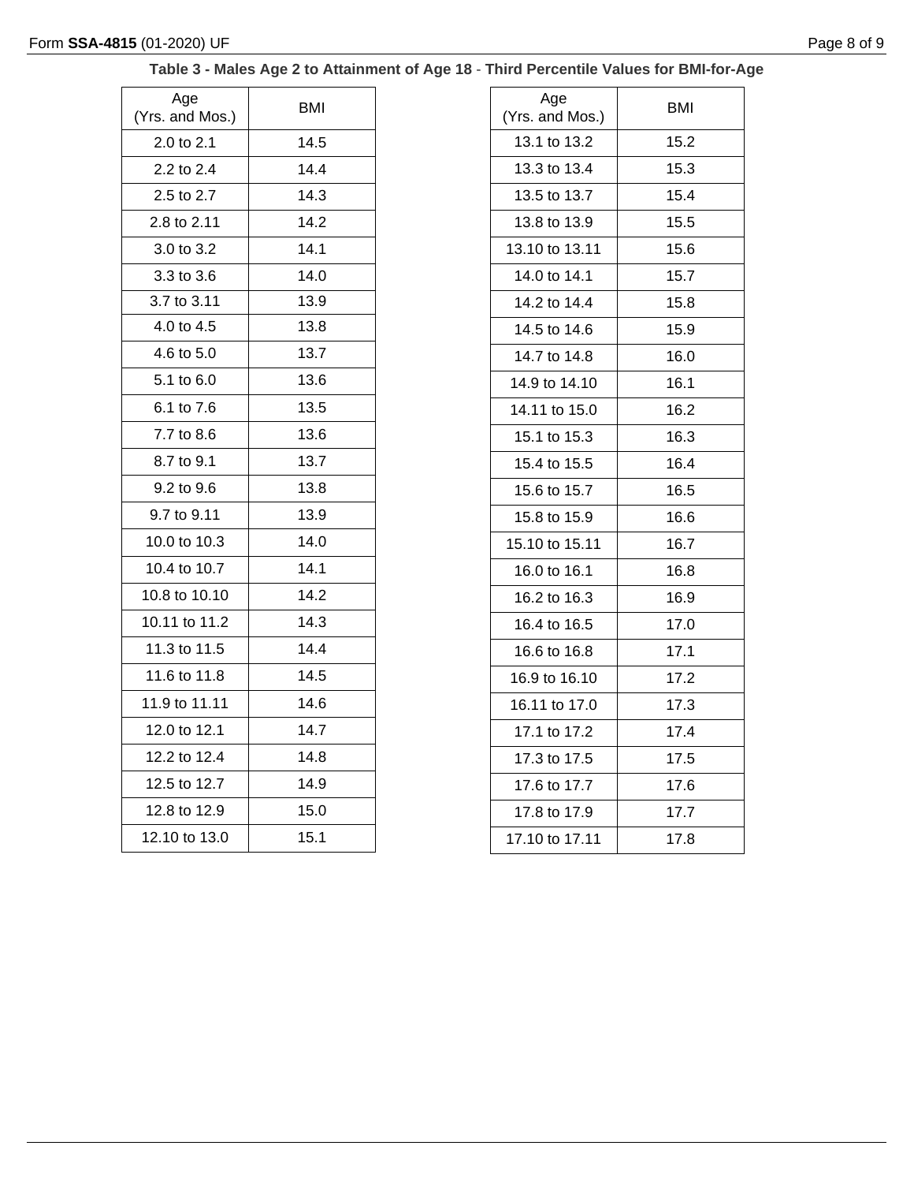**Table 3 - Males Age 2 to Attainment of Age 18 - Third Percentile Values for BMI-for-Age**

| Age (Yrs. and Mos.) | BMI |
|---|---|
| 2.0 to 2.1 | 14.5 |
| 2.2 to 2.4 | 14.4 |
| 2.5 to 2.7 | 14.3 |
| 2.8 to 2.11 | 14.2 |
| 3.0 to 3.2 | 14.1 |
| 3.3 to 3.6 | 14.0 |
| 3.7 to 3.11 | 13.9 |
| 4.0 to 4.5 | 13.8 |
| 4.6 to 5.0 | 13.7 |
| 5.1 to 6.0 | 13.6 |
| 6.1 to 7.6 | 13.5 |
| 7.7 to 8.6 | 13.6 |
| 8.7 to 9.1 | 13.7 |
| 9.2 to 9.6 | 13.8 |
| 9.7 to 9.11 | 13.9 |
| 10.0 to 10.3 | 14.0 |
| 10.4 to 10.7 | 14.1 |
| 10.8 to 10.10 | 14.2 |
| 10.11 to 11.2 | 14.3 |
| 11.3 to 11.5 | 14.4 |
| 11.6 to 11.8 | 14.5 |
| 11.9 to 11.11 | 14.6 |
| 12.0 to 12.1 | 14.7 |
| 12.2 to 12.4 | 14.8 |
| 12.5 to 12.7 | 14.9 |
| 12.8 to 12.9 | 15.0 |
| 12.10 to 13.0 | 15.1 |
| 13.1 to 13.2 | 15.2 |
| 13.3 to 13.4 | 15.3 |
| 13.5 to 13.7 | 15.4 |
| 13.8 to 13.9 | 15.5 |
| 13.10 to 13.11 | 15.6 |
| 14.0 to 14.1 | 15.7 |
| 14.2 to 14.4 | 15.8 |
| 14.5 to 14.6 | 15.9 |
| 14.7 to 14.8 | 16.0 |
| 14.9 to 14.10 | 16.1 |
| 14.11 to 15.0 | 16.2 |
| 15.1 to 15.3 | 16.3 |
| 15.4 to 15.5 | 16.4 |
| 15.6 to 15.7 | 16.5 |
| 15.8 to 15.9 | 16.6 |
| 15.10 to 15.11 | 16.7 |
| 16.0 to 16.1 | 16.8 |
| 16.2 to 16.3 | 16.9 |
| 16.4 to 16.5 | 17.0 |
| 16.6 to 16.8 | 17.1 |
| 16.9 to 16.10 | 17.2 |
| 16.11 to 17.0 | 17.3 |
| 17.1 to 17.2 | 17.4 |
| 17.3 to 17.5 | 17.5 |
| 17.6 to 17.7 | 17.6 |
| 17.8 to 17.9 | 17.7 |
| 17.10 to 17.11 | 17.8 |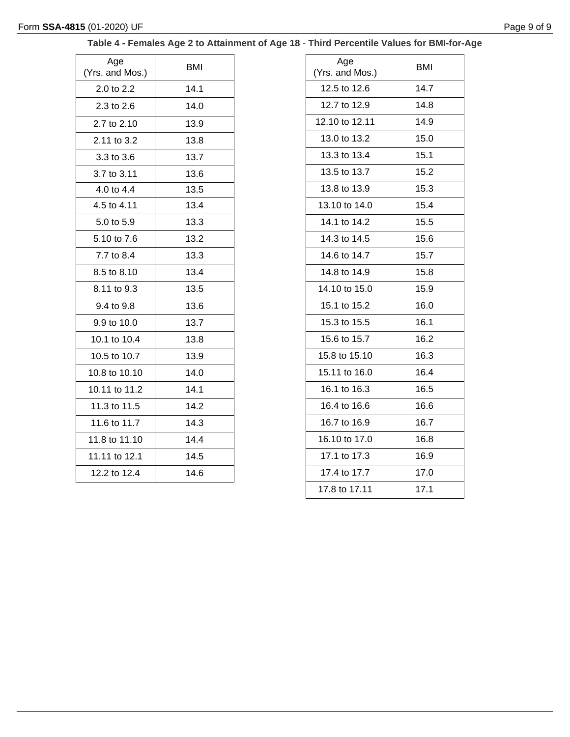**Table 4 - Females Age 2 to Attainment of Age 18 - Third Percentile Values for BMI-for-Age**

| Age (Yrs. and Mos.) | BMI |
| --- | --- |
| 2.0 to 2.2 | 14.1 |
| 2.3 to 2.6 | 14.0 |
| 2.7 to 2.10 | 13.9 |
| 2.11 to 3.2 | 13.8 |
| 3.3 to 3.6 | 13.7 |
| 3.7 to 3.11 | 13.6 |
| 4.0 to 4.4 | 13.5 |
| 4.5 to 4.11 | 13.4 |
| 5.0 to 5.9 | 13.3 |
| 5.10 to 7.6 | 13.2 |
| 7.7 to 8.4 | 13.3 |
| 8.5 to 8.10 | 13.4 |
| 8.11 to 9.3 | 13.5 |
| 9.4 to 9.8 | 13.6 |
| 9.9 to 10.0 | 13.7 |
| 10.1 to 10.4 | 13.8 |
| 10.5 to 10.7 | 13.9 |
| 10.8 to 10.10 | 14.0 |
| 10.11 to 11.2 | 14.1 |
| 11.3 to 11.5 | 14.2 |
| 11.6 to 11.7 | 14.3 |
| 11.8 to 11.10 | 14.4 |
| 11.11 to 12.1 | 14.5 |
| 12.2 to 12.4 | 14.6 |

| Age (Yrs. and Mos.) | BMI |
| --- | --- |
| 12.5 to 12.6 | 14.7 |
| 12.7 to 12.9 | 14.8 |
| 12.10 to 12.11 | 14.9 |
| 13.0 to 13.2 | 15.0 |
| 13.3 to 13.4 | 15.1 |
| 13.5 to 13.7 | 15.2 |
| 13.8 to 13.9 | 15.3 |
| 13.10 to 14.0 | 15.4 |
| 14.1 to 14.2 | 15.5 |
| 14.3 to 14.5 | 15.6 |
| 14.6 to 14.7 | 15.7 |
| 14.8 to 14.9 | 15.8 |
| 14.10 to 15.0 | 15.9 |
| 15.1 to 15.2 | 16.0 |
| 15.3 to 15.5 | 16.1 |
| 15.6 to 15.7 | 16.2 |
| 15.8 to 15.10 | 16.3 |
| 15.11 to 16.0 | 16.4 |
| 16.1 to 16.3 | 16.5 |
| 16.4 to 16.6 | 16.6 |
| 16.7 to 16.9 | 16.7 |
| 16.10 to 17.0 | 16.8 |
| 17.1 to 17.3 | 16.9 |
| 17.4 to 17.7 | 17.0 |
| 17.8 to 17.11 | 17.1 |